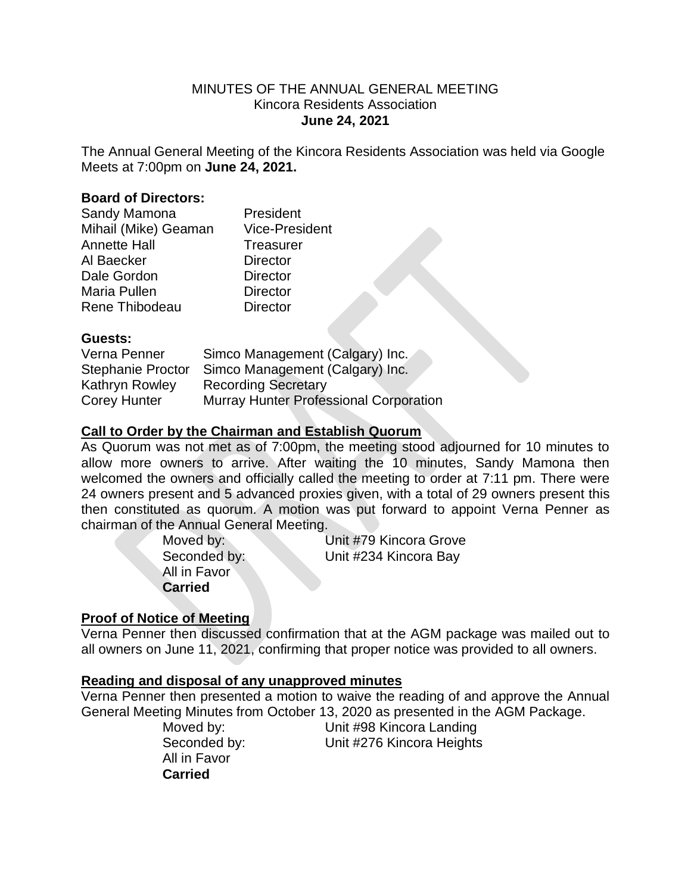MINUTES OF THE ANNUAL GENERAL MEETING
Kincora Residents Association
**June 24, 2021**

The Annual General Meeting of the Kincora Residents Association was held via Google Meets at 7:00pm on **June 24, 2021.**

**Board of Directors:**

Sandy Mamona — President
Mihail (Mike) Geaman — Vice-President
Annette Hall — Treasurer
Al Baecker — Director
Dale Gordon — Director
Maria Pullen — Director
Rene Thibodeau — Director

**Guests:**

Verna Penner — Simco Management (Calgary) Inc.
Stephanie Proctor — Simco Management (Calgary) Inc.
Kathryn Rowley — Recording Secretary
Corey Hunter — Murray Hunter Professional Corporation

**Call to Order by the Chairman and Establish Quorum**

As Quorum was not met as of 7:00pm, the meeting stood adjourned for 10 minutes to allow more owners to arrive. After waiting the 10 minutes, Sandy Mamona then welcomed the owners and officially called the meeting to order at 7:11 pm. There were 24 owners present and 5 advanced proxies given, with a total of 29 owners present this then constituted as quorum. A motion was put forward to appoint Verna Penner as chairman of the Annual General Meeting.

Moved by: Unit #79 Kincora Grove
Seconded by: Unit #234 Kincora Bay
All in Favor
**Carried**

**Proof of Notice of Meeting**

Verna Penner then discussed confirmation that at the AGM package was mailed out to all owners on June 11, 2021, confirming that proper notice was provided to all owners.

**Reading and disposal of any unapproved minutes**

Verna Penner then presented a motion to waive the reading of and approve the Annual General Meeting Minutes from October 13, 2020 as presented in the AGM Package.

Moved by: Unit #98 Kincora Landing
Seconded by: Unit #276 Kincora Heights
All in Favor
**Carried**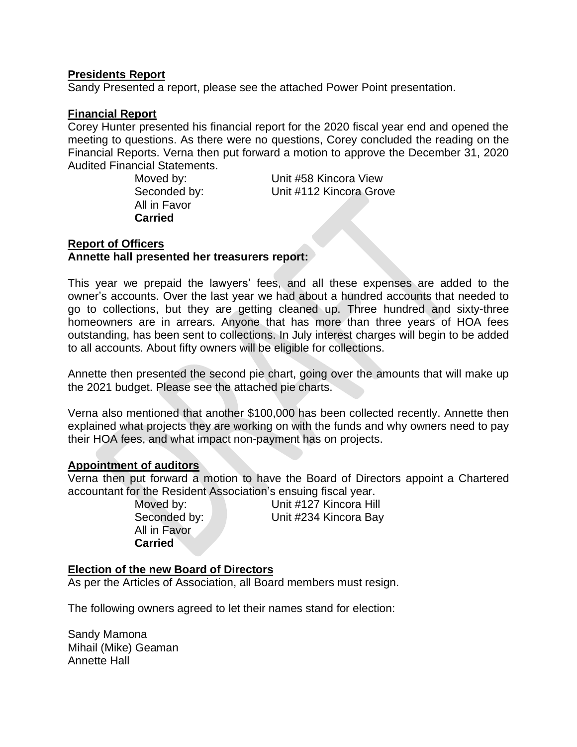## Presidents Report

Sandy Presented a report, please see the attached Power Point presentation.

## Financial Report

Corey Hunter presented his financial report for the 2020 fiscal year end and opened the meeting to questions. As there were no questions, Corey concluded the reading on the Financial Reports. Verna then put forward a motion to approve the December 31, 2020 Audited Financial Statements.

Moved by: Unit #58 Kincora View
Seconded by: Unit #112 Kincora Grove
All in Favor
**Carried**

## Report of Officers

**Annette hall presented her treasurers report:**

This year we prepaid the lawyers' fees, and all these expenses are added to the owner's accounts. Over the last year we had about a hundred accounts that needed to go to collections, but they are getting cleaned up. Three hundred and sixty-three homeowners are in arrears. Anyone that has more than three years of HOA fees outstanding, has been sent to collections. In July interest charges will begin to be added to all accounts. About fifty owners will be eligible for collections.

Annette then presented the second pie chart, going over the amounts that will make up the 2021 budget. Please see the attached pie charts.

Verna also mentioned that another $100,000 has been collected recently. Annette then explained what projects they are working on with the funds and why owners need to pay their HOA fees, and what impact non-payment has on projects.

## Appointment of auditors

Verna then put forward a motion to have the Board of Directors appoint a Chartered accountant for the Resident Association's ensuing fiscal year.

Moved by: Unit #127 Kincora Hill
Seconded by: Unit #234 Kincora Bay
All in Favor
**Carried**

## Election of the new Board of Directors

As per the Articles of Association, all Board members must resign.

The following owners agreed to let their names stand for election:

Sandy Mamona
Mihail (Mike) Geaman
Annette Hall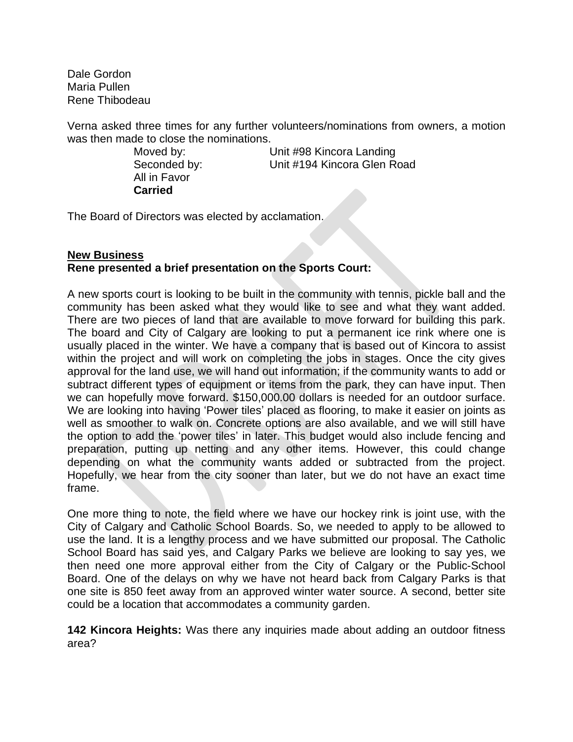Dale Gordon
Maria Pullen
Rene Thibodeau

Verna asked three times for any further volunteers/nominations from owners, a motion was then made to close the nominations.

Moved by: Unit #98 Kincora Landing
Seconded by: Unit #194 Kincora Glen Road
All in Favor
**Carried**

The Board of Directors was elected by acclamation.

**New Business**

**Rene presented a brief presentation on the Sports Court:**

A new sports court is looking to be built in the community with tennis, pickle ball and the community has been asked what they would like to see and what they want added. There are two pieces of land that are available to move forward for building this park. The board and City of Calgary are looking to put a permanent ice rink where one is usually placed in the winter. We have a company that is based out of Kincora to assist within the project and will work on completing the jobs in stages. Once the city gives approval for the land use, we will hand out information; if the community wants to add or subtract different types of equipment or items from the park, they can have input. Then we can hopefully move forward. $150,000.00 dollars is needed for an outdoor surface. We are looking into having 'Power tiles' placed as flooring, to make it easier on joints as well as smoother to walk on. Concrete options are also available, and we will still have the option to add the 'power tiles' in later. This budget would also include fencing and preparation, putting up netting and any other items. However, this could change depending on what the community wants added or subtracted from the project. Hopefully, we hear from the city sooner than later, but we do not have an exact time frame.

One more thing to note, the field where we have our hockey rink is joint use, with the City of Calgary and Catholic School Boards. So, we needed to apply to be allowed to use the land. It is a lengthy process and we have submitted our proposal. The Catholic School Board has said yes, and Calgary Parks we believe are looking to say yes, we then need one more approval either from the City of Calgary or the Public-School Board. One of the delays on why we have not heard back from Calgary Parks is that one site is 850 feet away from an approved winter water source. A second, better site could be a location that accommodates a community garden.

**142 Kincora Heights:** Was there any inquiries made about adding an outdoor fitness area?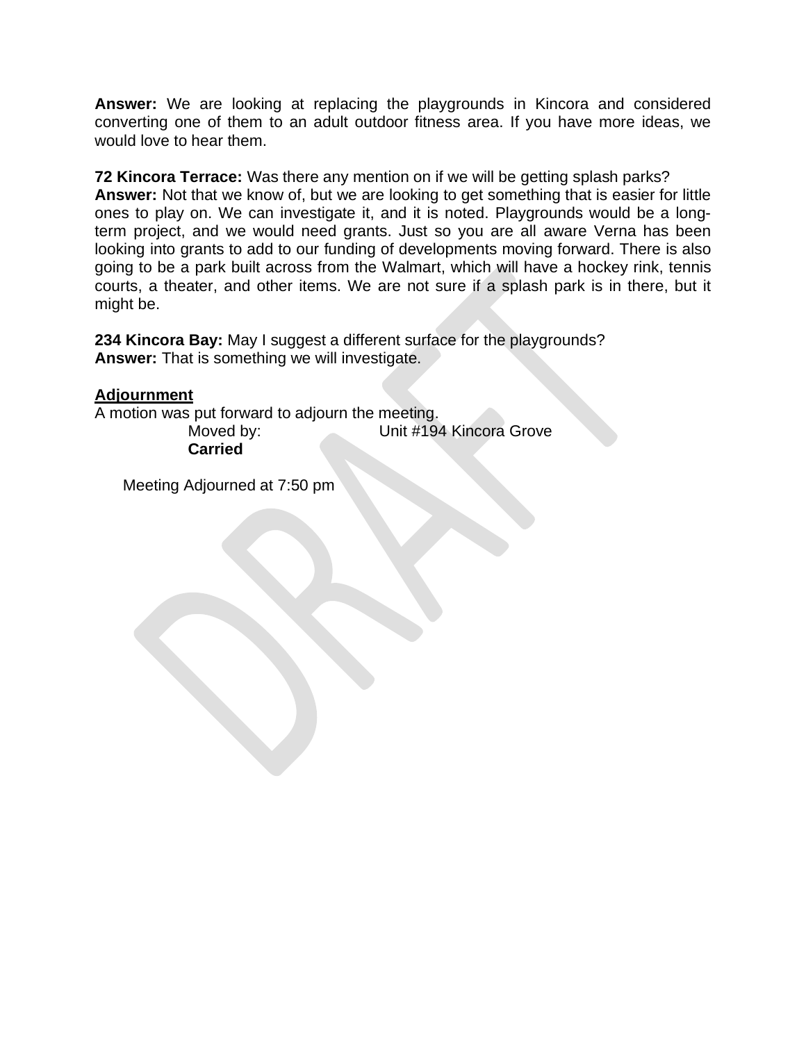**Answer:** We are looking at replacing the playgrounds in Kincora and considered converting one of them to an adult outdoor fitness area. If you have more ideas, we would love to hear them.

**72 Kincora Terrace:** Was there any mention on if we will be getting splash parks?
**Answer:** Not that we know of, but we are looking to get something that is easier for little ones to play on. We can investigate it, and it is noted. Playgrounds would be a long-term project, and we would need grants. Just so you are all aware Verna has been looking into grants to add to our funding of developments moving forward. There is also going to be a park built across from the Walmart, which will have a hockey rink, tennis courts, a theater, and other items. We are not sure if a splash park is in there, but it might be.

**234 Kincora Bay:** May I suggest a different surface for the playgrounds?
**Answer:** That is something we will investigate.

**Adjournment**

A motion was put forward to adjourn the meeting.

Moved by: Unit #194 Kincora Grove
**Carried**

Meeting Adjourned at 7:50 pm